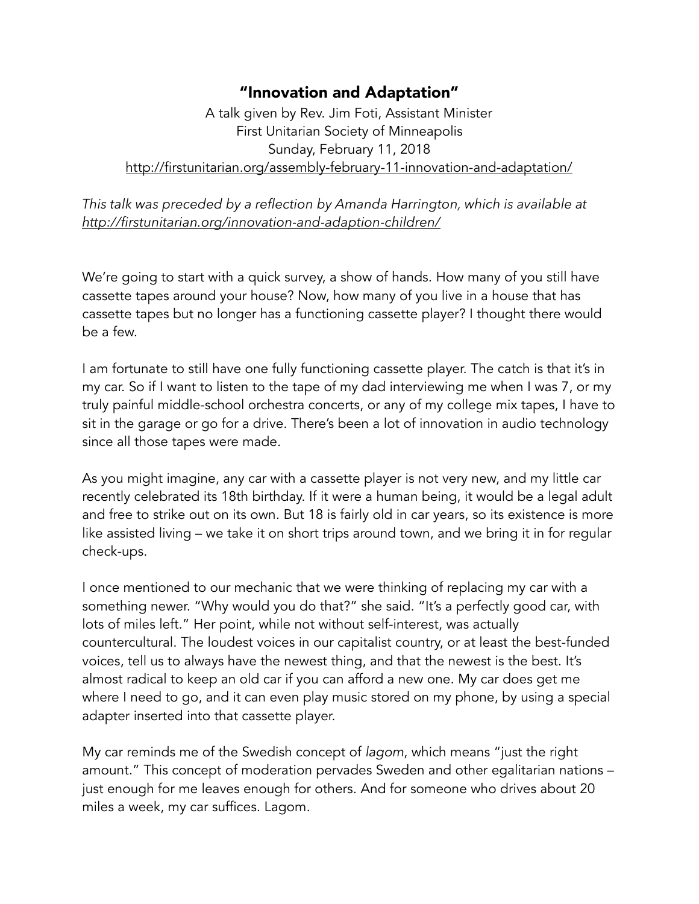# "Innovation and Adaptation"

A talk given by Rev. Jim Foti, Assistant Minister
First Unitarian Society of Minneapolis
Sunday, February 11, 2018
http://firstunitarian.org/assembly-february-11-innovation-and-adaptation/

*This talk was preceded by a reflection by Amanda Harrington, which is available at http://firstunitarian.org/innovation-and-adaption-children/*

We're going to start with a quick survey, a show of hands. How many of you still have cassette tapes around your house? Now, how many of you live in a house that has cassette tapes but no longer has a functioning cassette player? I thought there would be a few.

I am fortunate to still have one fully functioning cassette player. The catch is that it's in my car. So if I want to listen to the tape of my dad interviewing me when I was 7, or my truly painful middle-school orchestra concerts, or any of my college mix tapes, I have to sit in the garage or go for a drive. There's been a lot of innovation in audio technology since all those tapes were made.

As you might imagine, any car with a cassette player is not very new, and my little car recently celebrated its 18th birthday. If it were a human being, it would be a legal adult and free to strike out on its own. But 18 is fairly old in car years, so its existence is more like assisted living – we take it on short trips around town, and we bring it in for regular check-ups.

I once mentioned to our mechanic that we were thinking of replacing my car with a something newer. "Why would you do that?" she said. "It's a perfectly good car, with lots of miles left." Her point, while not without self-interest, was actually countercultural. The loudest voices in our capitalist country, or at least the best-funded voices, tell us to always have the newest thing, and that the newest is the best. It's almost radical to keep an old car if you can afford a new one. My car does get me where I need to go, and it can even play music stored on my phone, by using a special adapter inserted into that cassette player.

My car reminds me of the Swedish concept of *lagom*, which means "just the right amount." This concept of moderation pervades Sweden and other egalitarian nations – just enough for me leaves enough for others. And for someone who drives about 20 miles a week, my car suffices. Lagom.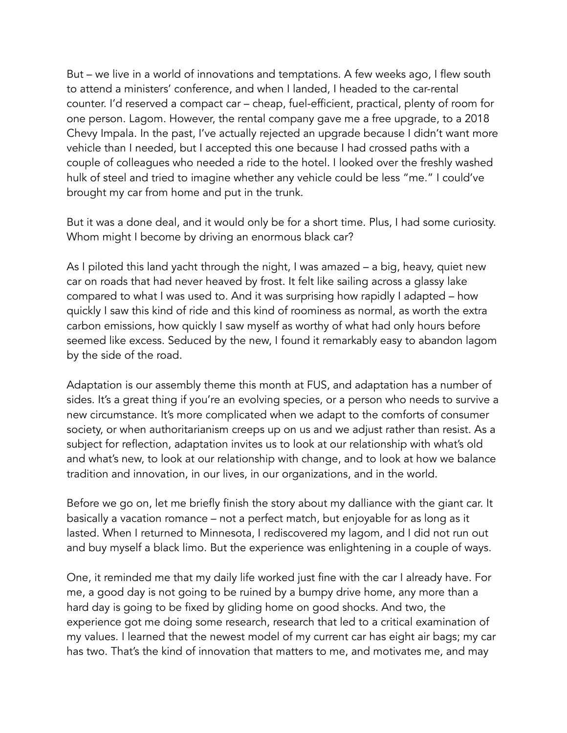But – we live in a world of innovations and temptations. A few weeks ago, I flew south to attend a ministers' conference, and when I landed, I headed to the car-rental counter. I'd reserved a compact car – cheap, fuel-efficient, practical, plenty of room for one person. Lagom. However, the rental company gave me a free upgrade, to a 2018 Chevy Impala. In the past, I've actually rejected an upgrade because I didn't want more vehicle than I needed, but I accepted this one because I had crossed paths with a couple of colleagues who needed a ride to the hotel. I looked over the freshly washed hulk of steel and tried to imagine whether any vehicle could be less "me." I could've brought my car from home and put in the trunk.

But it was a done deal, and it would only be for a short time. Plus, I had some curiosity. Whom might I become by driving an enormous black car?

As I piloted this land yacht through the night, I was amazed – a big, heavy, quiet new car on roads that had never heaved by frost. It felt like sailing across a glassy lake compared to what I was used to. And it was surprising how rapidly I adapted – how quickly I saw this kind of ride and this kind of roominess as normal, as worth the extra carbon emissions, how quickly I saw myself as worthy of what had only hours before seemed like excess. Seduced by the new, I found it remarkably easy to abandon lagom by the side of the road.

Adaptation is our assembly theme this month at FUS, and adaptation has a number of sides. It's a great thing if you're an evolving species, or a person who needs to survive a new circumstance. It's more complicated when we adapt to the comforts of consumer society, or when authoritarianism creeps up on us and we adjust rather than resist. As a subject for reflection, adaptation invites us to look at our relationship with what's old and what's new, to look at our relationship with change, and to look at how we balance tradition and innovation, in our lives, in our organizations, and in the world.

Before we go on, let me briefly finish the story about my dalliance with the giant car. It basically a vacation romance – not a perfect match, but enjoyable for as long as it lasted. When I returned to Minnesota, I rediscovered my lagom, and I did not run out and buy myself a black limo. But the experience was enlightening in a couple of ways.

One, it reminded me that my daily life worked just fine with the car I already have. For me, a good day is not going to be ruined by a bumpy drive home, any more than a hard day is going to be fixed by gliding home on good shocks. And two, the experience got me doing some research, research that led to a critical examination of my values. I learned that the newest model of my current car has eight air bags; my car has two. That's the kind of innovation that matters to me, and motivates me, and may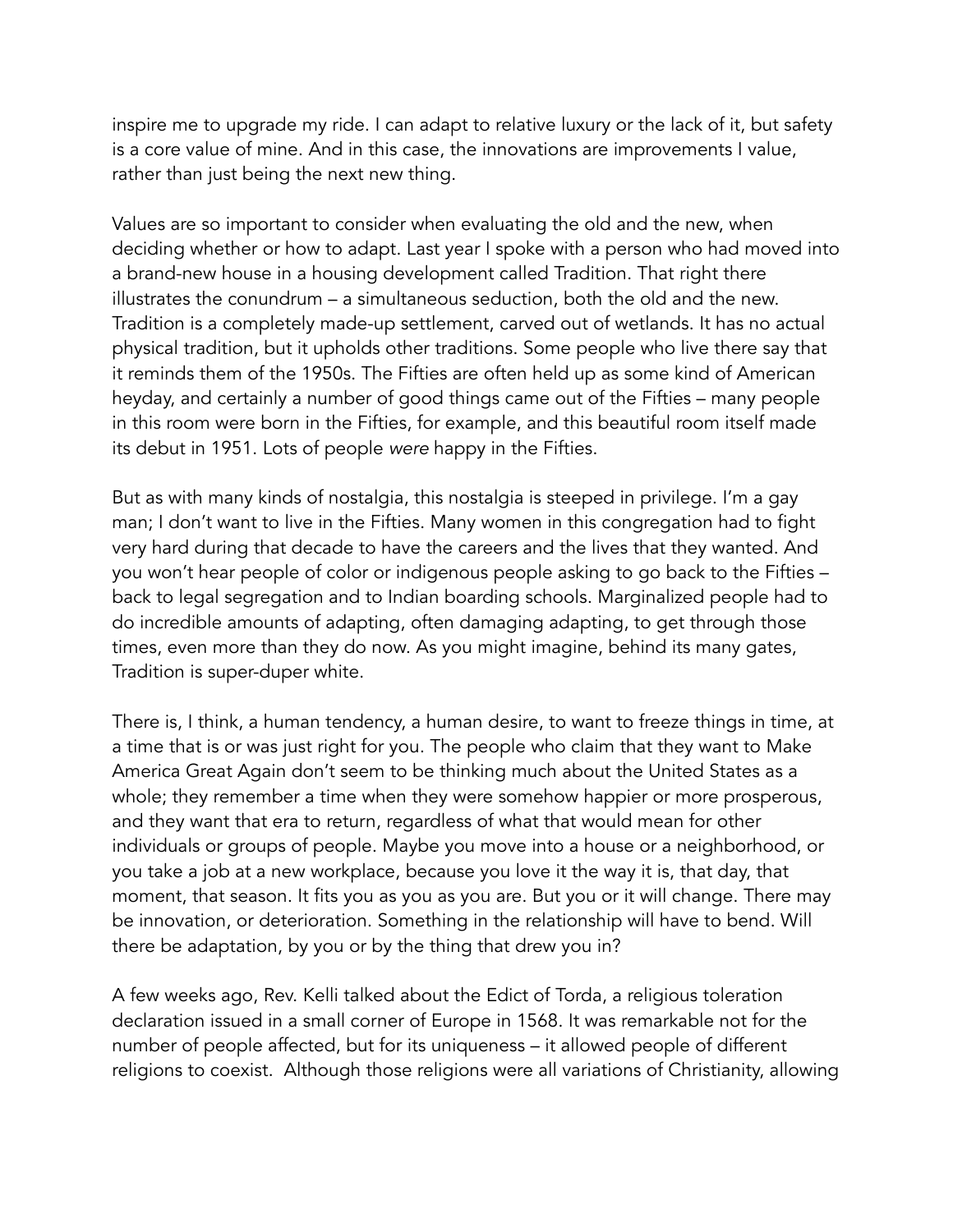inspire me to upgrade my ride. I can adapt to relative luxury or the lack of it, but safety is a core value of mine. And in this case, the innovations are improvements I value, rather than just being the next new thing.

Values are so important to consider when evaluating the old and the new, when deciding whether or how to adapt. Last year I spoke with a person who had moved into a brand-new house in a housing development called Tradition. That right there illustrates the conundrum – a simultaneous seduction, both the old and the new. Tradition is a completely made-up settlement, carved out of wetlands. It has no actual physical tradition, but it upholds other traditions. Some people who live there say that it reminds them of the 1950s. The Fifties are often held up as some kind of American heyday, and certainly a number of good things came out of the Fifties – many people in this room were born in the Fifties, for example, and this beautiful room itself made its debut in 1951. Lots of people *were* happy in the Fifties.

But as with many kinds of nostalgia, this nostalgia is steeped in privilege. I'm a gay man; I don't want to live in the Fifties. Many women in this congregation had to fight very hard during that decade to have the careers and the lives that they wanted. And you won't hear people of color or indigenous people asking to go back to the Fifties – back to legal segregation and to Indian boarding schools. Marginalized people had to do incredible amounts of adapting, often damaging adapting, to get through those times, even more than they do now. As you might imagine, behind its many gates, Tradition is super-duper white.

There is, I think, a human tendency, a human desire, to want to freeze things in time, at a time that is or was just right for you. The people who claim that they want to Make America Great Again don't seem to be thinking much about the United States as a whole; they remember a time when they were somehow happier or more prosperous, and they want that era to return, regardless of what that would mean for other individuals or groups of people. Maybe you move into a house or a neighborhood, or you take a job at a new workplace, because you love it the way it is, that day, that moment, that season. It fits you as you as you are. But you or it will change. There may be innovation, or deterioration. Something in the relationship will have to bend. Will there be adaptation, by you or by the thing that drew you in?

A few weeks ago, Rev. Kelli talked about the Edict of Torda, a religious toleration declaration issued in a small corner of Europe in 1568. It was remarkable not for the number of people affected, but for its uniqueness – it allowed people of different religions to coexist. Although those religions were all variations of Christianity, allowing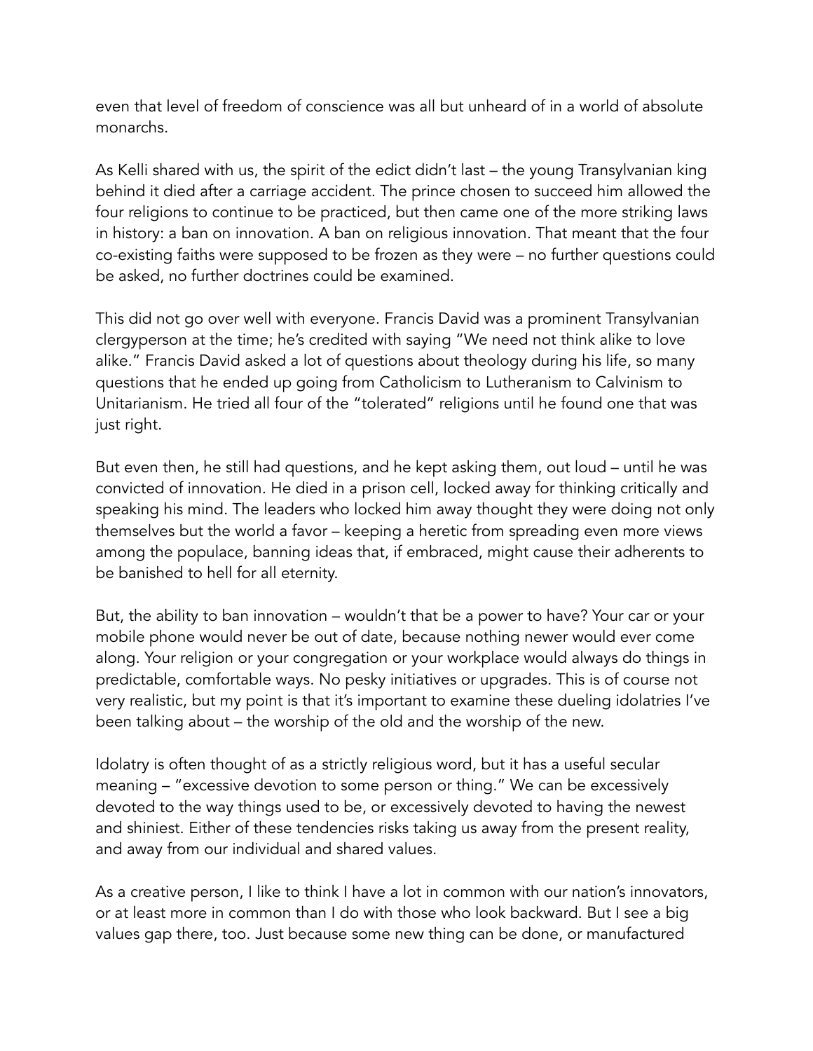even that level of freedom of conscience was all but unheard of in a world of absolute monarchs.

As Kelli shared with us, the spirit of the edict didn't last – the young Transylvanian king behind it died after a carriage accident. The prince chosen to succeed him allowed the four religions to continue to be practiced, but then came one of the more striking laws in history: a ban on innovation. A ban on religious innovation. That meant that the four co-existing faiths were supposed to be frozen as they were – no further questions could be asked, no further doctrines could be examined.

This did not go over well with everyone. Francis David was a prominent Transylvanian clergyperson at the time; he's credited with saying "We need not think alike to love alike." Francis David asked a lot of questions about theology during his life, so many questions that he ended up going from Catholicism to Lutheranism to Calvinism to Unitarianism. He tried all four of the "tolerated" religions until he found one that was just right.

But even then, he still had questions, and he kept asking them, out loud – until he was convicted of innovation. He died in a prison cell, locked away for thinking critically and speaking his mind. The leaders who locked him away thought they were doing not only themselves but the world a favor – keeping a heretic from spreading even more views among the populace, banning ideas that, if embraced, might cause their adherents to be banished to hell for all eternity.

But, the ability to ban innovation – wouldn't that be a power to have? Your car or your mobile phone would never be out of date, because nothing newer would ever come along. Your religion or your congregation or your workplace would always do things in predictable, comfortable ways. No pesky initiatives or upgrades. This is of course not very realistic, but my point is that it's important to examine these dueling idolatries I've been talking about – the worship of the old and the worship of the new.

Idolatry is often thought of as a strictly religious word, but it has a useful secular meaning – "excessive devotion to some person or thing." We can be excessively devoted to the way things used to be, or excessively devoted to having the newest and shiniest. Either of these tendencies risks taking us away from the present reality, and away from our individual and shared values.

As a creative person, I like to think I have a lot in common with our nation's innovators, or at least more in common than I do with those who look backward. But I see a big values gap there, too. Just because some new thing can be done, or manufactured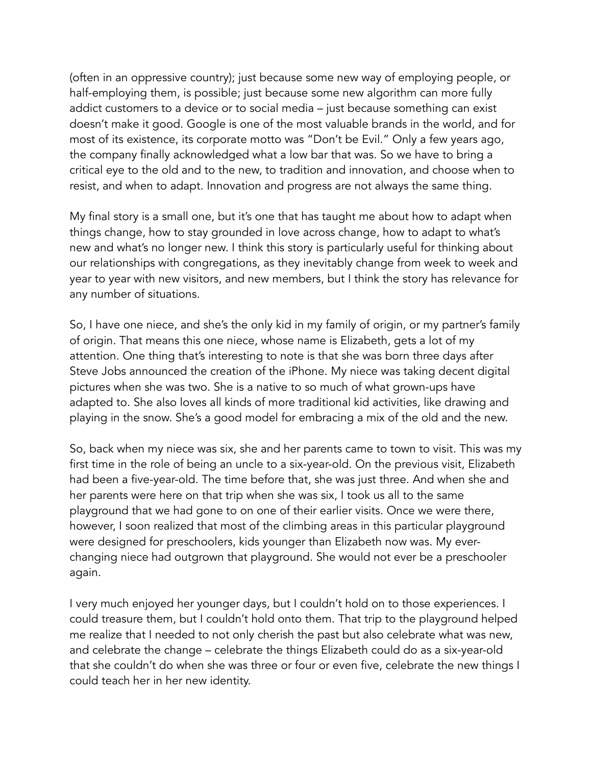(often in an oppressive country); just because some new way of employing people, or half-employing them, is possible; just because some new algorithm can more fully addict customers to a device or to social media – just because something can exist doesn't make it good. Google is one of the most valuable brands in the world, and for most of its existence, its corporate motto was "Don't be Evil." Only a few years ago, the company finally acknowledged what a low bar that was. So we have to bring a critical eye to the old and to the new, to tradition and innovation, and choose when to resist, and when to adapt. Innovation and progress are not always the same thing.

My final story is a small one, but it's one that has taught me about how to adapt when things change, how to stay grounded in love across change, how to adapt to what's new and what's no longer new. I think this story is particularly useful for thinking about our relationships with congregations, as they inevitably change from week to week and year to year with new visitors, and new members, but I think the story has relevance for any number of situations.

So, I have one niece, and she's the only kid in my family of origin, or my partner's family of origin. That means this one niece, whose name is Elizabeth, gets a lot of my attention. One thing that's interesting to note is that she was born three days after Steve Jobs announced the creation of the iPhone. My niece was taking decent digital pictures when she was two. She is a native to so much of what grown-ups have adapted to. She also loves all kinds of more traditional kid activities, like drawing and playing in the snow. She's a good model for embracing a mix of the old and the new.

So, back when my niece was six, she and her parents came to town to visit. This was my first time in the role of being an uncle to a six-year-old. On the previous visit, Elizabeth had been a five-year-old. The time before that, she was just three. And when she and her parents were here on that trip when she was six, I took us all to the same playground that we had gone to on one of their earlier visits. Once we were there, however, I soon realized that most of the climbing areas in this particular playground were designed for preschoolers, kids younger than Elizabeth now was. My ever-changing niece had outgrown that playground. She would not ever be a preschooler again.

I very much enjoyed her younger days, but I couldn't hold on to those experiences. I could treasure them, but I couldn't hold onto them. That trip to the playground helped me realize that I needed to not only cherish the past but also celebrate what was new, and celebrate the change – celebrate the things Elizabeth could do as a six-year-old that she couldn't do when she was three or four or even five, celebrate the new things I could teach her in her new identity.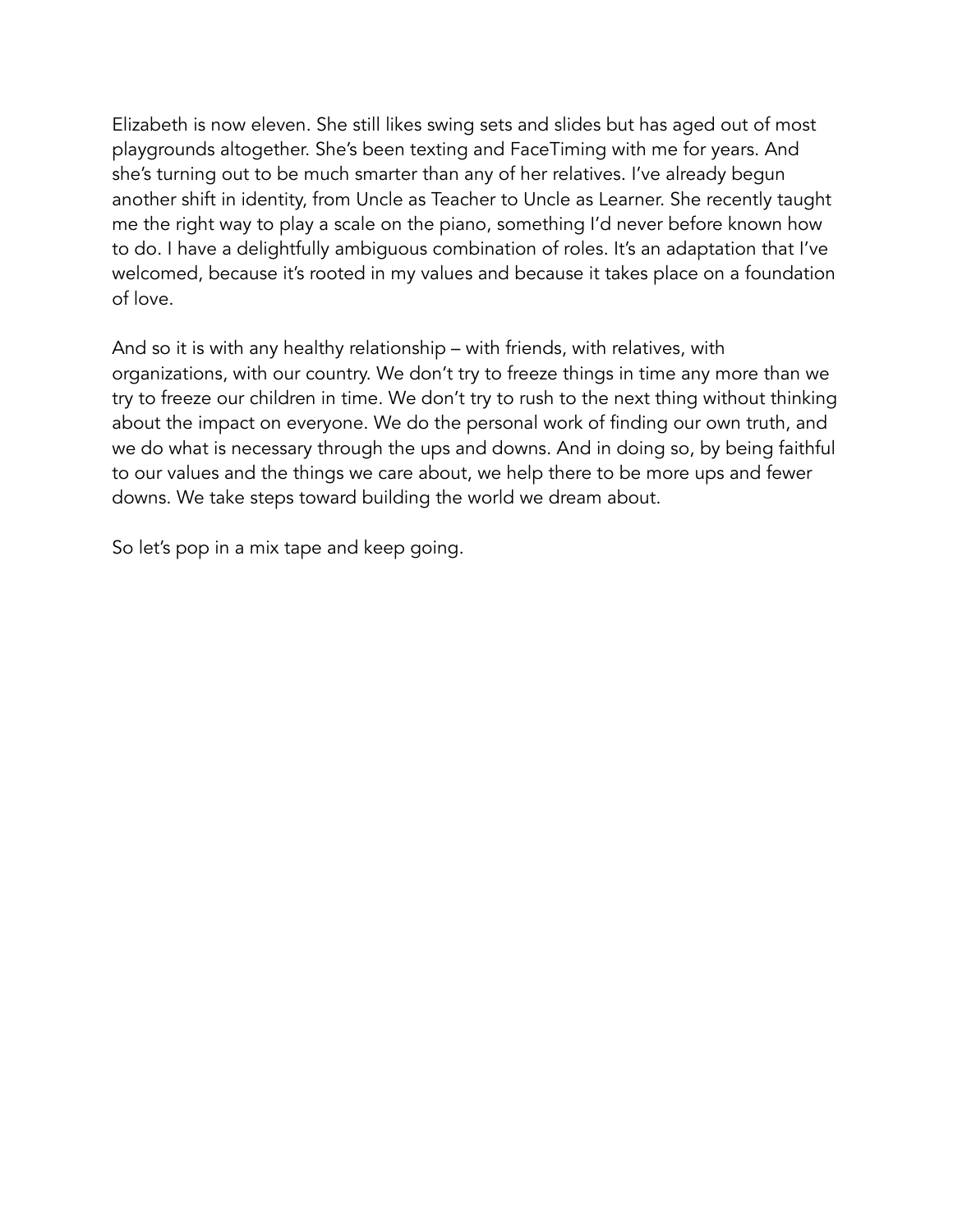Elizabeth is now eleven. She still likes swing sets and slides but has aged out of most playgrounds altogether. She's been texting and FaceTiming with me for years. And she's turning out to be much smarter than any of her relatives. I've already begun another shift in identity, from Uncle as Teacher to Uncle as Learner. She recently taught me the right way to play a scale on the piano, something I'd never before known how to do. I have a delightfully ambiguous combination of roles. It's an adaptation that I've welcomed, because it's rooted in my values and because it takes place on a foundation of love.

And so it is with any healthy relationship – with friends, with relatives, with organizations, with our country. We don't try to freeze things in time any more than we try to freeze our children in time. We don't try to rush to the next thing without thinking about the impact on everyone. We do the personal work of finding our own truth, and we do what is necessary through the ups and downs. And in doing so, by being faithful to our values and the things we care about, we help there to be more ups and fewer downs. We take steps toward building the world we dream about.

So let's pop in a mix tape and keep going.